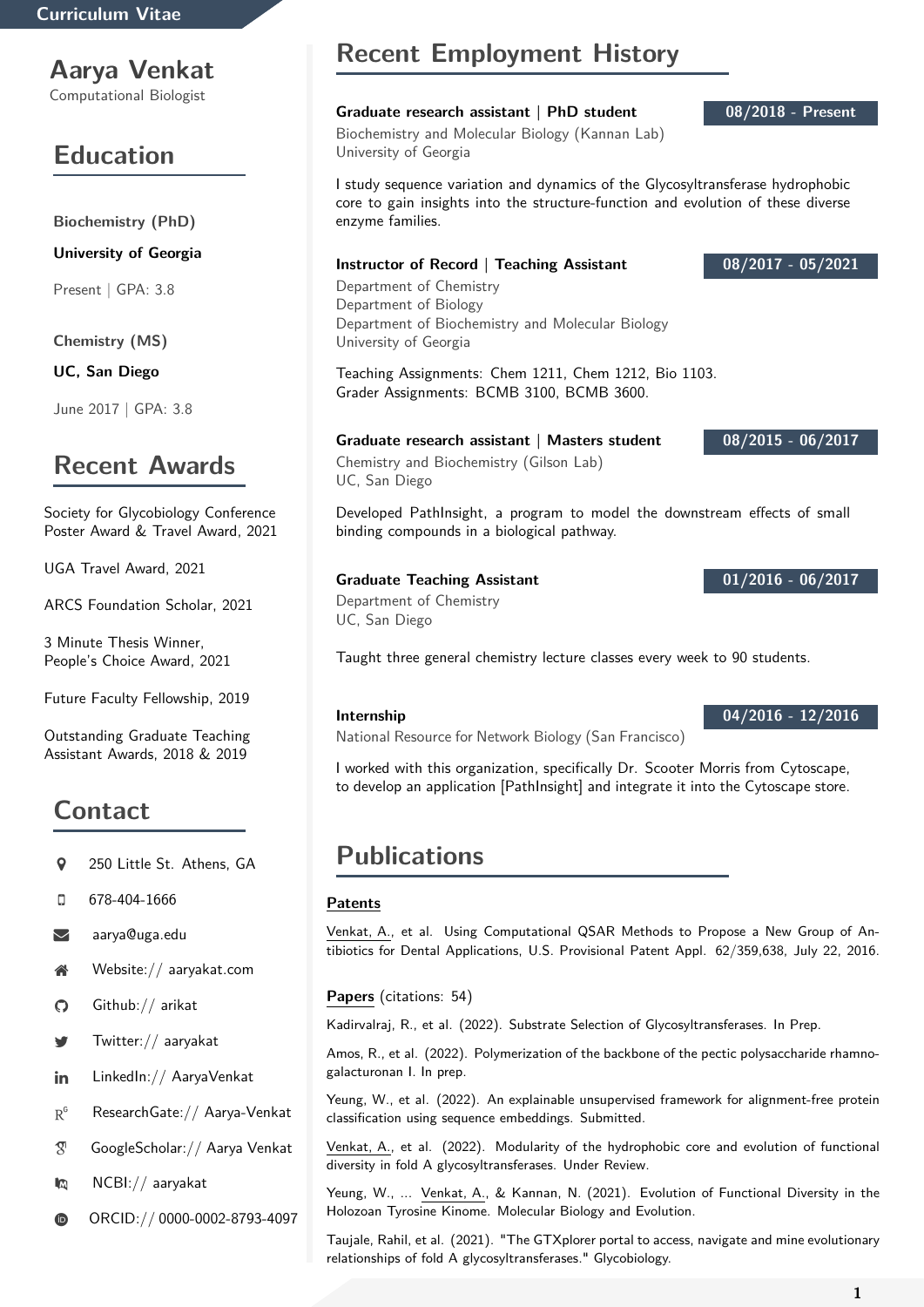Curriculum Vitae

# Aarya Venkat

Computational Biologist

## Education

**Biochemistry (PhD)**

**University of Georgia**

Present | GPA: 3.8

**Chemistry (MS)**

**UC, San Diego**

June 2017 | GPA: 3.8

## Recent Awards

Society for Glycobiology Conference Poster Award & Travel Award, 2021

UGA Travel Award, 2021

ARCS Foundation Scholar, 2021

3 Minute Thesis Winner, People's Choice Award, 2021

Future Faculty Fellowship, 2019

Outstanding Graduate Teaching Assistant Awards, 2018 & 2019

## Contact

- 250 Little St. Athens, GA
- 678-404-1666
- aarya@uga.edu
- Website:// aaryakat.com
- Github:// arikat
- Twitter:// aaryakat
- LinkedIn:// AaryaVenkat
- ResearchGate:// Aarya-Venkat
- GoogleScholar:// Aarya Venkat
- NCBI:// aaryakat
- ORCID:// 0000-0002-8793-4097

## Recent Employment History

**Graduate research assistant | PhD student** — 08/2018 - Present

Biochemistry and Molecular Biology (Kannan Lab)
University of Georgia

I study sequence variation and dynamics of the Glycosyltransferase hydrophobic core to gain insights into the structure-function and evolution of these diverse enzyme families.

**Instructor of Record | Teaching Assistant** — 08/2017 - 05/2021

Department of Chemistry
Department of Biology
Department of Biochemistry and Molecular Biology
University of Georgia

Teaching Assignments: Chem 1211, Chem 1212, Bio 1103.
Grader Assignments: BCMB 3100, BCMB 3600.

**Graduate research assistant | Masters student** — 08/2015 - 06/2017

Chemistry and Biochemistry (Gilson Lab)
UC, San Diego

Developed PathInsight, a program to model the downstream effects of small binding compounds in a biological pathway.

**Graduate Teaching Assistant** — 01/2016 - 06/2017

Department of Chemistry
UC, San Diego

Taught three general chemistry lecture classes every week to 90 students.

**Internship** — 04/2016 - 12/2016

National Resource for Network Biology (San Francisco)

I worked with this organization, specifically Dr. Scooter Morris from Cytoscape, to develop an application [PathInsight] and integrate it into the Cytoscape store.

## Publications

**Patents**

Venkat, A., et al. Using Computational QSAR Methods to Propose a New Group of Antibiotics for Dental Applications, U.S. Provisional Patent Appl. 62/359,638, July 22, 2016.

**Papers** (citations: 54)

Kadirvalraj, R., et al. (2022). Substrate Selection of Glycosyltransferases. In Prep.

Amos, R., et al. (2022). Polymerization of the backbone of the pectic polysaccharide rhamnogalacturonan I. In prep.

Yeung, W., et al. (2022). An explainable unsupervised framework for alignment-free protein classification using sequence embeddings. Submitted.

Venkat, A., et al. (2022). Modularity of the hydrophobic core and evolution of functional diversity in fold A glycosyltransferases. Under Review.

Yeung, W., ... Venkat, A., & Kannan, N. (2021). Evolution of Functional Diversity in the Holozoan Tyrosine Kinome. Molecular Biology and Evolution.

Taujale, Rahil, et al. (2021). "The GTXplorer portal to access, navigate and mine evolutionary relationships of fold A glycosyltransferases." Glycobiology.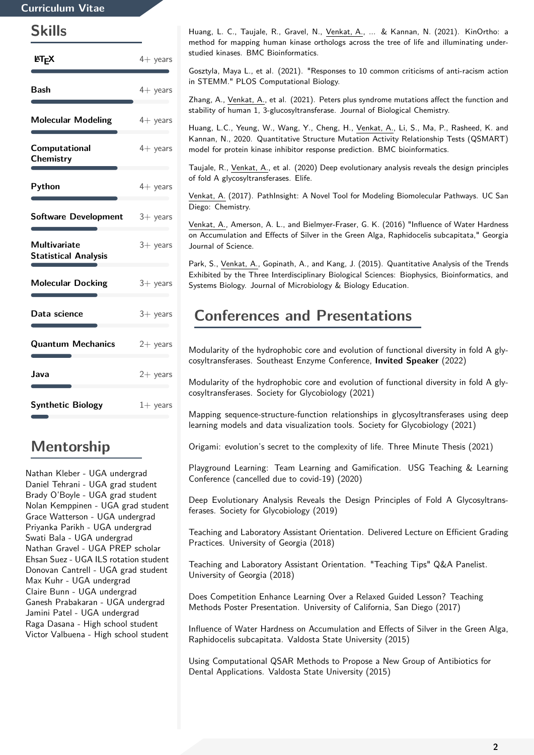## Skills

| Skill | Experience |
| --- | --- |
| LaTeX | 4+ years |
| Bash | 4+ years |
| Molecular Modeling | 4+ years |
| Computational Chemistry | 4+ years |
| Python | 4+ years |
| Software Development | 3+ years |
| Multivariate Statistical Analysis | 3+ years |
| Molecular Docking | 3+ years |
| Data science | 3+ years |
| Quantum Mechanics | 2+ years |
| Java | 2+ years |
| Synthetic Biology | 1+ years |

## Mentorship

Nathan Kleber - UGA undergrad
Daniel Tehrani - UGA grad student
Brady O'Boyle - UGA grad student
Nolan Kemppinen - UGA grad student
Grace Watterson - UGA undergrad
Priyanka Parikh - UGA undergrad
Swati Bala - UGA undergrad
Nathan Gravel - UGA PREP scholar
Ehsan Suez - UGA ILS rotation student
Donovan Cantrell - UGA grad student
Max Kuhr - UGA undergrad
Claire Bunn - UGA undergrad
Ganesh Prabakaran - UGA undergrad
Jamini Patel - UGA undergrad
Raga Dasana - High school student
Victor Valbuena - High school student

Huang, L. C., Taujale, R., Gravel, N., Venkat, A., ... & Kannan, N. (2021). KinOrtho: a method for mapping human kinase orthologs across the tree of life and illuminating understudied kinases. BMC Bioinformatics.

Gosztyla, Maya L., et al. (2021). "Responses to 10 common criticisms of anti-racism action in STEMM." PLOS Computational Biology.

Zhang, A., Venkat, A., et al. (2021). Peters plus syndrome mutations affect the function and stability of human 1, 3-glucosyltransferase. Journal of Biological Chemistry.

Huang, L.C., Yeung, W., Wang, Y., Cheng, H., Venkat, A., Li, S., Ma, P., Rasheed, K. and Kannan, N., 2020. Quantitative Structure Mutation Activity Relationship Tests (QSMART) model for protein kinase inhibitor response prediction. BMC bioinformatics.

Taujale, R., Venkat, A., et al. (2020) Deep evolutionary analysis reveals the design principles of fold A glycosyltransferases. Elife.

Venkat, A. (2017). PathInsight: A Novel Tool for Modeling Biomolecular Pathways. UC San Diego: Chemistry.

Venkat, A., Amerson, A. L., and Bielmyer-Fraser, G. K. (2016) "Influence of Water Hardness on Accumulation and Effects of Silver in the Green Alga, Raphidocelis subcapitata," Georgia Journal of Science.

Park, S., Venkat, A., Gopinath, A., and Kang, J. (2015). Quantitative Analysis of the Trends Exhibited by the Three Interdisciplinary Biological Sciences: Biophysics, Bioinformatics, and Systems Biology. Journal of Microbiology & Biology Education.

## Conferences and Presentations

Modularity of the hydrophobic core and evolution of functional diversity in fold A glycosyltransferases. Southeast Enzyme Conference, **Invited Speaker** (2022)

Modularity of the hydrophobic core and evolution of functional diversity in fold A glycosyltransferases. Society for Glycobiology (2021)

Mapping sequence-structure-function relationships in glycosyltransferases using deep learning models and data visualization tools. Society for Glycobiology (2021)

Origami: evolution's secret to the complexity of life. Three Minute Thesis (2021)

Playground Learning: Team Learning and Gamification. USG Teaching & Learning Conference (cancelled due to covid-19) (2020)

Deep Evolutionary Analysis Reveals the Design Principles of Fold A Glycosyltransferases. Society for Glycobiology (2019)

Teaching and Laboratory Assistant Orientation. Delivered Lecture on Efficient Grading Practices. University of Georgia (2018)

Teaching and Laboratory Assistant Orientation. "Teaching Tips" Q&A Panelist. University of Georgia (2018)

Does Competition Enhance Learning Over a Relaxed Guided Lesson? Teaching Methods Poster Presentation. University of California, San Diego (2017)

Influence of Water Hardness on Accumulation and Effects of Silver in the Green Alga, Raphidocelis subcapitata. Valdosta State University (2015)

Using Computational QSAR Methods to Propose a New Group of Antibiotics for Dental Applications. Valdosta State University (2015)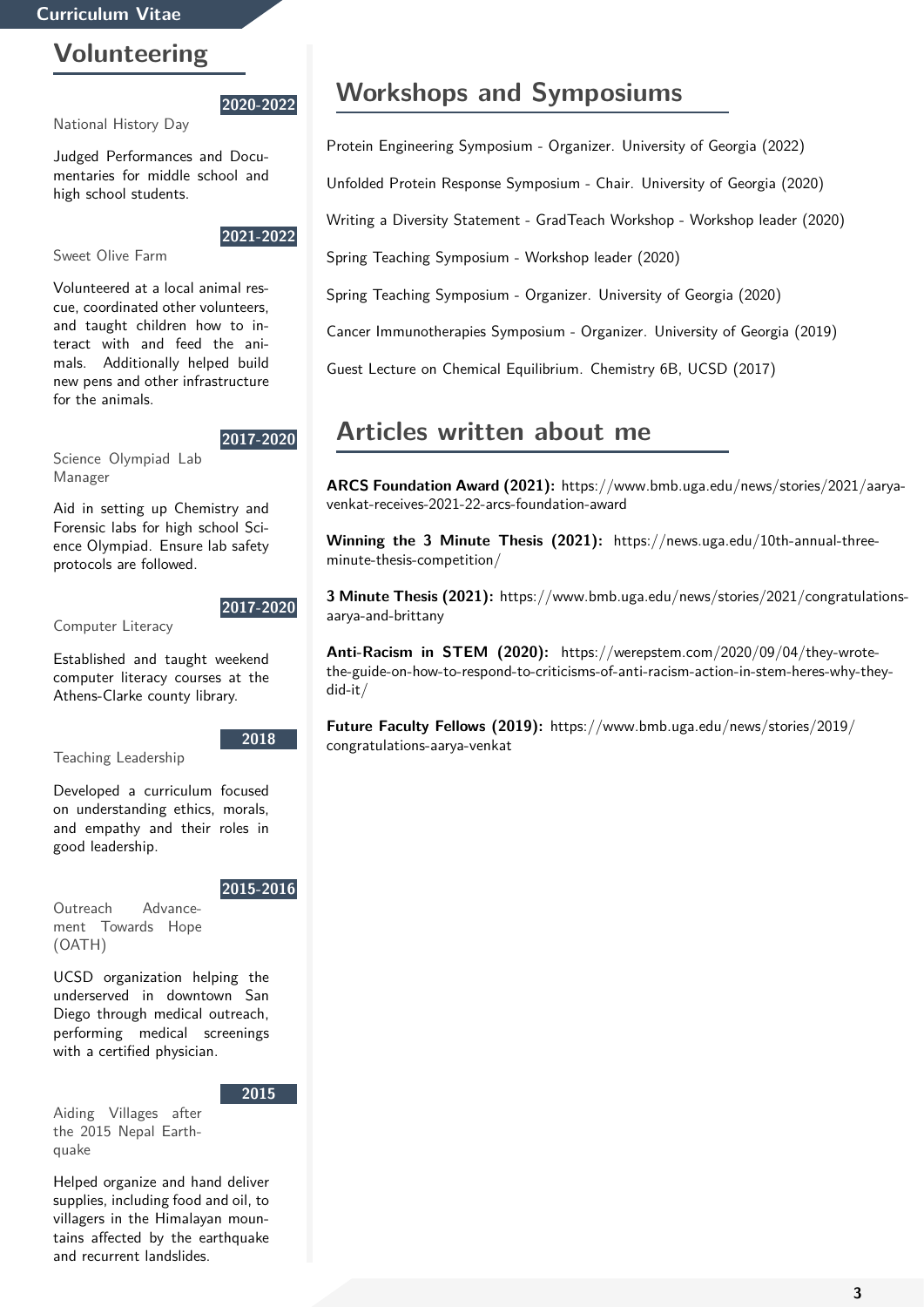## Volunteering

**2020-2022**
National History Day

Judged Performances and Documentaries for middle school and high school students.

**2021-2022**
Sweet Olive Farm

Volunteered at a local animal rescue, coordinated other volunteers, and taught children how to interact with and feed the animals. Additionally helped build new pens and other infrastructure for the animals.

**2017-2020**
Science Olympiad Lab Manager

Aid in setting up Chemistry and Forensic labs for high school Science Olympiad. Ensure lab safety protocols are followed.

**2017-2020**
Computer Literacy

Established and taught weekend computer literacy courses at the Athens-Clarke county library.

**2018**
Teaching Leadership

Developed a curriculum focused on understanding ethics, morals, and empathy and their roles in good leadership.

**2015-2016**
Outreach Advancement Towards Hope (OATH)

UCSD organization helping the underserved in downtown San Diego through medical outreach, performing medical screenings with a certified physician.

**2015**
Aiding Villages after the 2015 Nepal Earthquake

Helped organize and hand deliver supplies, including food and oil, to villagers in the Himalayan mountains affected by the earthquake and recurrent landslides.

## Workshops and Symposiums

Protein Engineering Symposium - Organizer. University of Georgia (2022)

Unfolded Protein Response Symposium - Chair. University of Georgia (2020)

Writing a Diversity Statement - GradTeach Workshop - Workshop leader (2020)

Spring Teaching Symposium - Workshop leader (2020)

Spring Teaching Symposium - Organizer. University of Georgia (2020)

Cancer Immunotherapies Symposium - Organizer. University of Georgia (2019)

Guest Lecture on Chemical Equilibrium. Chemistry 6B, UCSD (2017)

## Articles written about me

**ARCS Foundation Award (2021):** https://www.bmb.uga.edu/news/stories/2021/aarya-venkat-receives-2021-22-arcs-foundation-award

**Winning the 3 Minute Thesis (2021):** https://news.uga.edu/10th-annual-three-minute-thesis-competition/

**3 Minute Thesis (2021):** https://www.bmb.uga.edu/news/stories/2021/congratulations-aarya-and-brittany

**Anti-Racism in STEM (2020):** https://werepstem.com/2020/09/04/they-wrote-the-guide-on-how-to-respond-to-criticisms-of-anti-racism-action-in-stem-heres-why-they-did-it/

**Future Faculty Fellows (2019):** https://www.bmb.uga.edu/news/stories/2019/congratulations-aarya-venkat